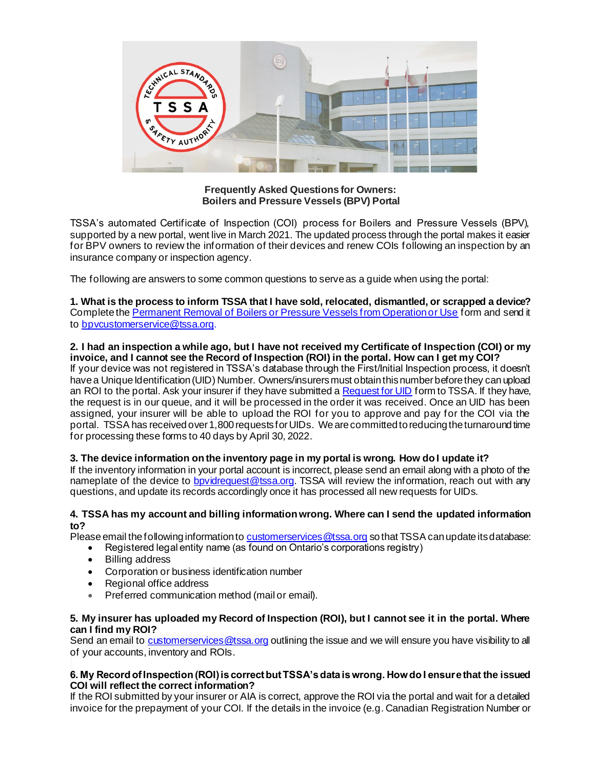**Frequently Asked Questions for Owners:**
**Boilers and Pressure Vessels (BPV) Portal**

TSSA's automated Certificate of Inspection (COI) process for Boilers and Pressure Vessels (BPV), supported by a new portal, went live in March 2021. The updated process through the portal makes it easier for BPV owners to review the information of their devices and renew COIs following an inspection by an insurance company or inspection agency.

The following are answers to some common questions to serve as a guide when using the portal:

**1. What is the process to inform TSSA that I have sold, relocated, dismantled, or scrapped a device?**
Complete the [Permanent Removal of Boilers or Pressure Vessels from Operation or Use]() form and send it to [bpvcustomerservice@tssa.org](mailto:bpvcustomerservice@tssa.org).

**2. I had an inspection a while ago, but I have not received my Certificate of Inspection (COI) or my invoice, and I cannot see the Record of Inspection (ROI) in the portal. How can I get my COI?**
If your device was not registered in TSSA's database through the First/Initial Inspection process, it doesn't have a Unique Identification (UID) Number. Owners/insurers must obtain this number before they can upload an ROI to the portal. Ask your insurer if they have submitted a [Request for UID]() form to TSSA. If they have, the request is in our queue, and it will be processed in the order it was received. Once an UID has been assigned, your insurer will be able to upload the ROI for you to approve and pay for the COI via the portal. TSSA has received over 1,800 requests for UIDs. We are committed to reducing the turnaround time for processing these forms to 40 days by April 30, 2022.

**3. The device information on the inventory page in my portal is wrong. How do I update it?**
If the inventory information in your portal account is incorrect, please send an email along with a photo of the nameplate of the device to [bpvidrequest@tssa.org](mailto:bpvidrequest@tssa.org). TSSA will review the information, reach out with any questions, and update its records accordingly once it has processed all new requests for UIDs.

**4. TSSA has my account and billing information wrong. Where can I send the updated information to?**
Please email the following information to [customerservices@tssa.org](mailto:customerservices@tssa.org) so that TSSA can update its database:

- Registered legal entity name (as found on Ontario's corporations registry)
- Billing address
- Corporation or business identification number
- Regional office address
- Preferred communication method (mail or email).

**5. My insurer has uploaded my Record of Inspection (ROI), but I cannot see it in the portal. Where can I find my ROI?**
Send an email to [customerservices@tssa.org](mailto:customerservices@tssa.org) outlining the issue and we will ensure you have visibility to all of your accounts, inventory and ROIs.

**6. My Record of Inspection (ROI) is correct but TSSA's data is wrong. How do I ensure that the issued COI will reflect the correct information?**
If the ROI submitted by your insurer or AIA is correct, approve the ROI via the portal and wait for a detailed invoice for the prepayment of your COI. If the details in the invoice (e.g. Canadian Registration Number or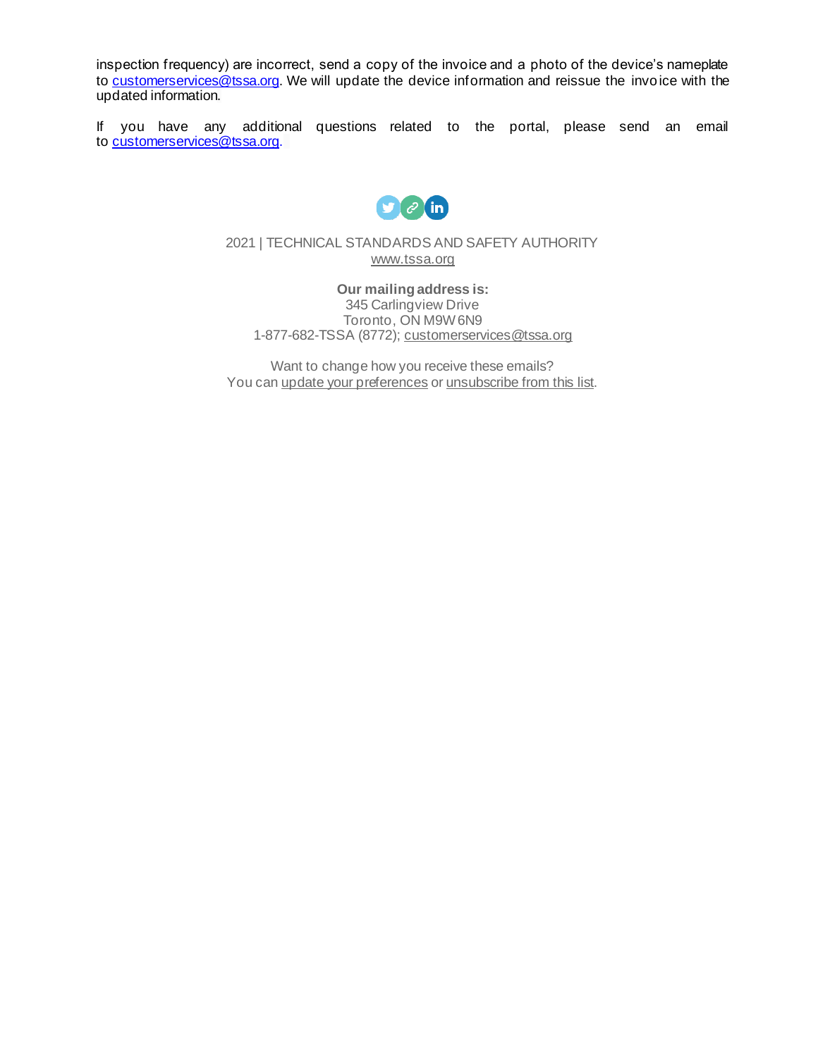inspection frequency) are incorrect, send a copy of the invoice and a photo of the device's nameplate to customerservices@tssa.org. We will update the device information and reissue the invoice with the updated information.

If you have any additional questions related to the portal, please send an email to customerservices@tssa.org.

2021 | TECHNICAL STANDARDS AND SAFETY AUTHORITY
www.tssa.org

**Our mailing address is:**
345 Carlingview Drive
Toronto, ON M9W 6N9
1-877-682-TSSA (8772); customerservices@tssa.org

Want to change how you receive these emails?
You can update your preferences or unsubscribe from this list.